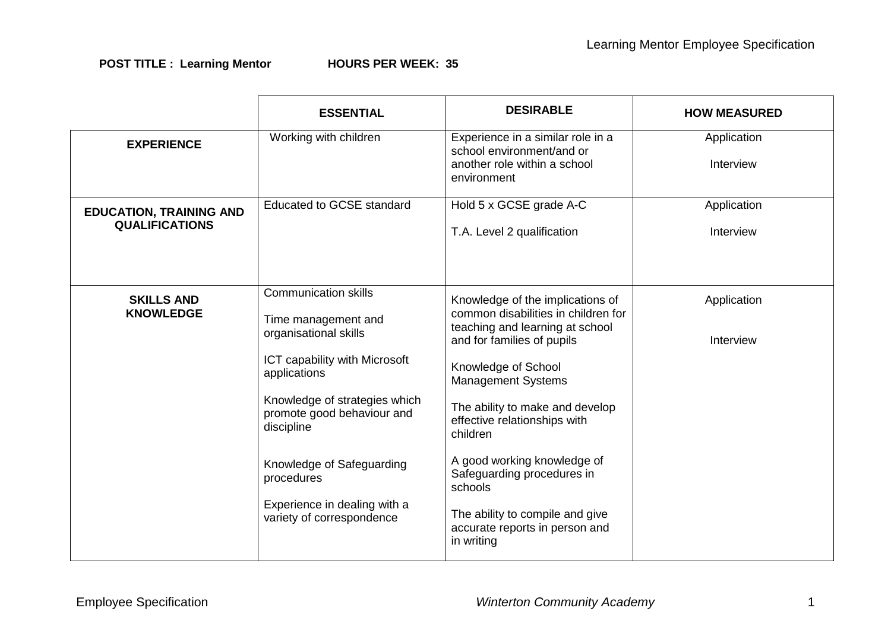**POST TITLE : Learning Mentor** **HOURS PER WEEK: 35**

| | ESSENTIAL | DESIRABLE | HOW MEASURED |
|---|---|---|---|
| **EXPERIENCE** | Working with children | Experience in a similar role in a school environment/and or another role within a school environment | Application<br><br>Interview |
| **EDUCATION, TRAINING AND QUALIFICATIONS** | Educated to GCSE standard | Hold 5 x GCSE grade A-C<br><br>T.A. Level 2 qualification | Application<br><br>Interview |
| **SKILLS AND KNOWLEDGE** | Communication skills<br><br>Time management and organisational skills<br><br>ICT capability with Microsoft applications<br><br>Knowledge of strategies which promote good behaviour and discipline<br><br>Knowledge of Safeguarding procedures<br><br>Experience in dealing with a variety of correspondence | Knowledge of the implications of common disabilities in children for teaching and learning at school and for families of pupils<br><br>Knowledge of School Management Systems<br><br>The ability to make and develop effective relationships with children<br><br>A good working knowledge of Safeguarding procedures in schools<br><br>The ability to compile and give accurate reports in person and in writing | Application<br><br>Interview |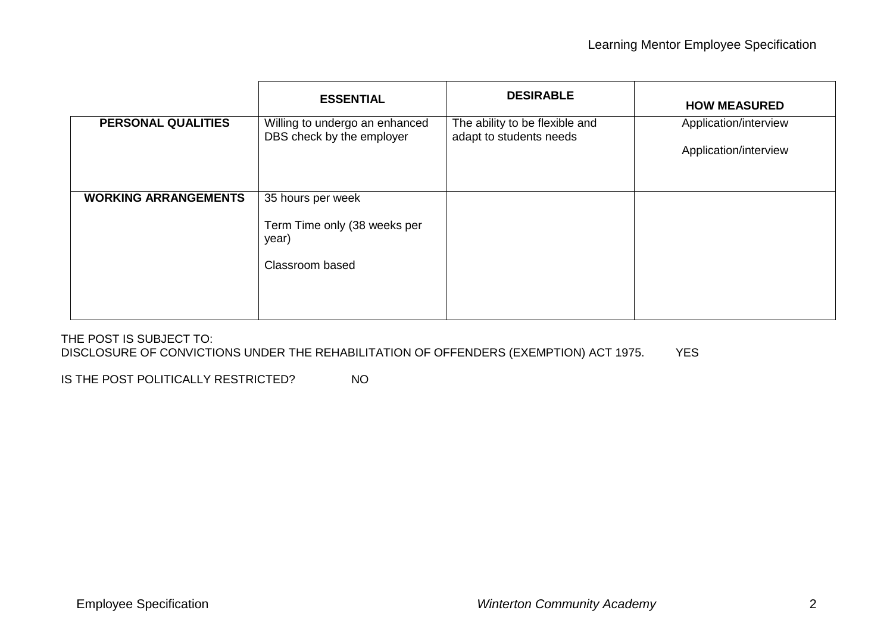| | ESSENTIAL | DESIRABLE | HOW MEASURED |
|---|---|---|---|
| **PERSONAL QUALITIES** | Willing to undergo an enhanced DBS check by the employer | The ability to be flexible and adapt to students needs | Application/interview<br><br>Application/interview |
| **WORKING ARRANGEMENTS** | 35 hours per week<br><br>Term Time only (38 weeks per year)<br><br>Classroom based | | |

THE POST IS SUBJECT TO:
DISCLOSURE OF CONVICTIONS UNDER THE REHABILITATION OF OFFENDERS (EXEMPTION) ACT 1975. YES

IS THE POST POLITICALLY RESTRICTED? NO